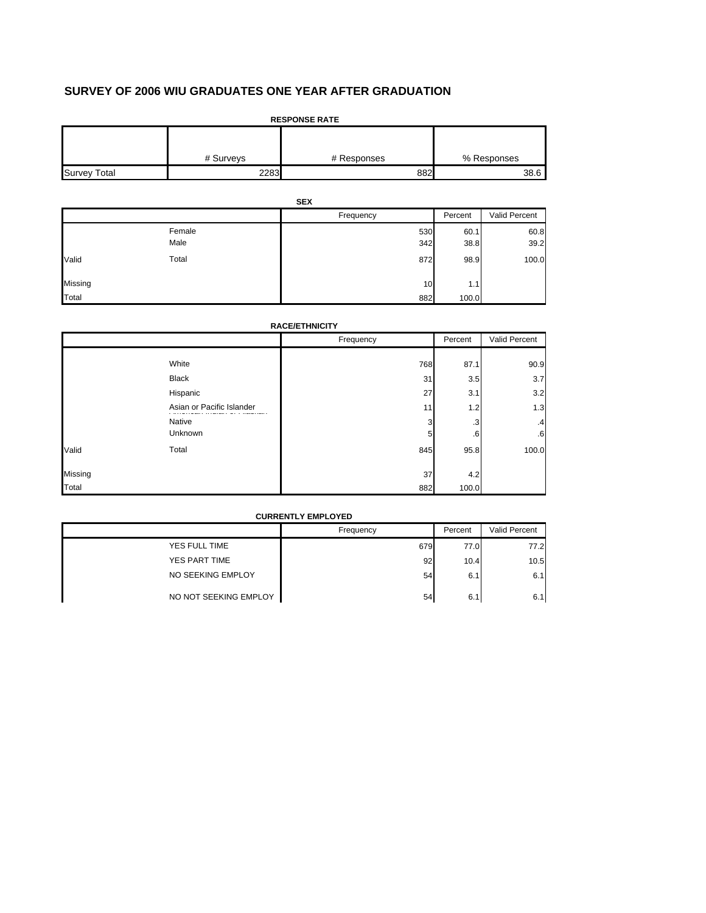# SURVEY OF 2006 WIU GRADUATES ONE YEAR AFTER GRADUATION

**RESPONSE RATE**

| | # Surveys | # Responses | % Responses |
|---|---|---|---|
| Survey Total | 2283 | 882 | 38.6 |

**SEX**

| | | Frequency | Percent | Valid Percent |
|---|---|---|---|---|
| | Female | 530 | 60.1 | 60.8 |
| | Male | 342 | 38.8 | 39.2 |
| Valid | Total | 872 | 98.9 | 100.0 |
| Missing | | 10 | 1.1 | |
| Total | | 882 | 100.0 | |

**RACE/ETHNICITY**

| | | Frequency | Percent | Valid Percent |
|---|---|---|---|---|
| | White | 768 | 87.1 | 90.9 |
| | Black | 31 | 3.5 | 3.7 |
| | Hispanic | 27 | 3.1 | 3.2 |
| | Asian or Pacific Islander | 11 | 1.2 | 1.3 |
| | Native | 3 | .3 | .4 |
| | Unknown | 5 | .6 | .6 |
| Valid | Total | 845 | 95.8 | 100.0 |
| Missing | | 37 | 4.2 | |
| Total | | 882 | 100.0 | |

**CURRENTLY EMPLOYED**

| | | Frequency | Percent | Valid Percent |
|---|---|---|---|---|
| | YES FULL TIME | 679 | 77.0 | 77.2 |
| | YES PART TIME | 92 | 10.4 | 10.5 |
| | NO SEEKING EMPLOY | 54 | 6.1 | 6.1 |
| | NO NOT SEEKING EMPLOY | 54 | 6.1 | 6.1 |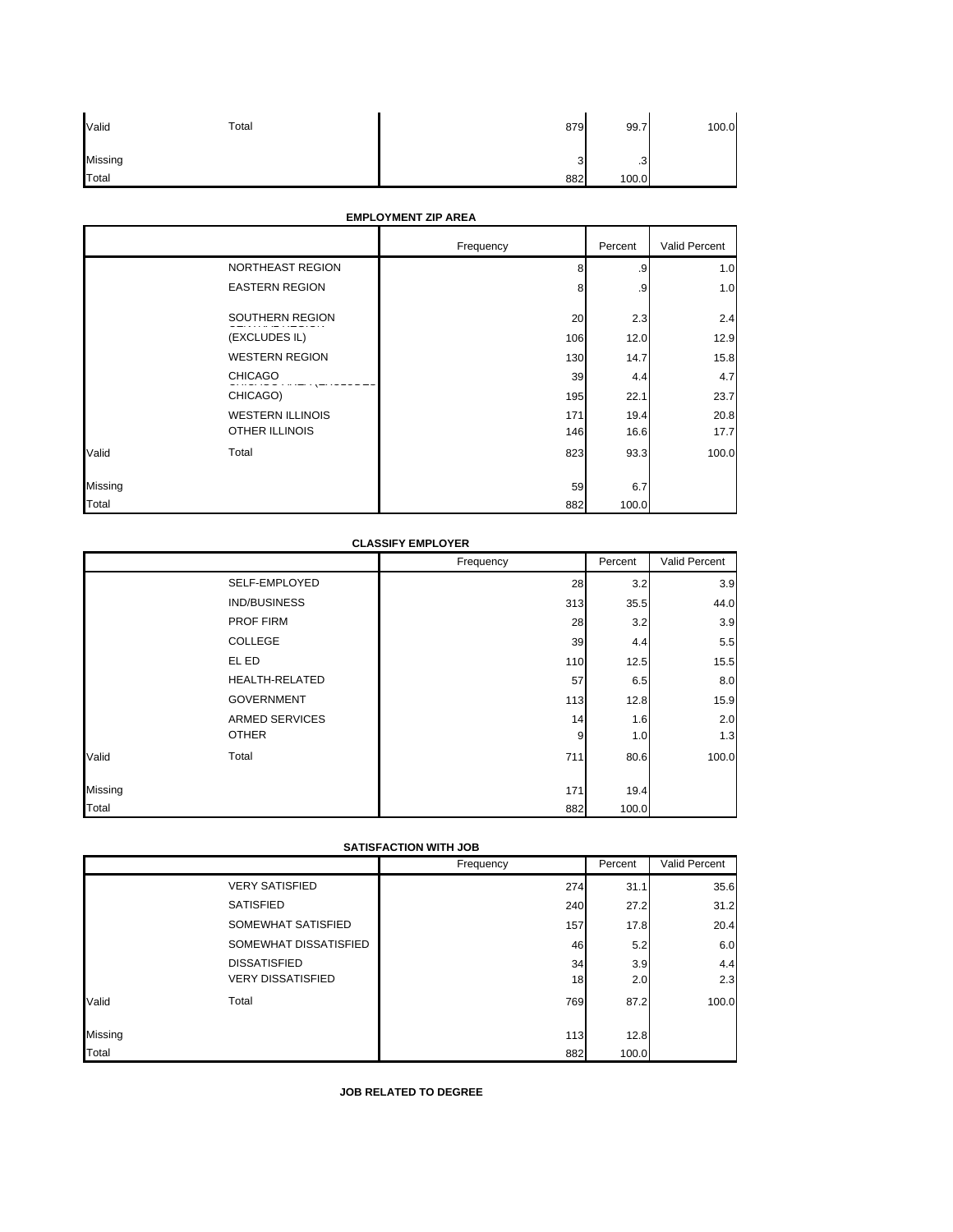| | | Frequency | Percent | Valid Percent |
|---|---|---|---|---|
| Valid | Total | 879 | 99.7 | 100.0 |
| Missing | | 3 | .3 | |
| Total | | 882 | 100.0 | |

**EMPLOYMENT ZIP AREA**

| | | Frequency | Percent | Valid Percent |
|---|---|---|---|---|
| | NORTHEAST REGION | 8 | .9 | 1.0 |
| | EASTERN REGION | 8 | .9 | 1.0 |
| | SOUTHERN REGION | 20 | 2.3 | 2.4 |
| | CENTRAL REGION (EXCLUDES IL) | 106 | 12.0 | 12.9 |
| | WESTERN REGION | 130 | 14.7 | 15.8 |
| | CHICAGO | 39 | 4.4 | 4.7 |
| | CHICAGO AREA (EXCLUDES CHICAGO) | 195 | 22.1 | 23.7 |
| | WESTERN ILLINOIS | 171 | 19.4 | 20.8 |
| | OTHER ILLINOIS | 146 | 16.6 | 17.7 |
| Valid | Total | 823 | 93.3 | 100.0 |
| Missing | | 59 | 6.7 | |
| Total | | 882 | 100.0 | |

**CLASSIFY EMPLOYER**

| | | Frequency | Percent | Valid Percent |
|---|---|---|---|---|
| | SELF-EMPLOYED | 28 | 3.2 | 3.9 |
| | IND/BUSINESS | 313 | 35.5 | 44.0 |
| | PROF FIRM | 28 | 3.2 | 3.9 |
| | COLLEGE | 39 | 4.4 | 5.5 |
| | EL ED | 110 | 12.5 | 15.5 |
| | HEALTH-RELATED | 57 | 6.5 | 8.0 |
| | GOVERNMENT | 113 | 12.8 | 15.9 |
| | ARMED SERVICES | 14 | 1.6 | 2.0 |
| | OTHER | 9 | 1.0 | 1.3 |
| Valid | Total | 711 | 80.6 | 100.0 |
| Missing | | 171 | 19.4 | |
| Total | | 882 | 100.0 | |

**SATISFACTION WITH JOB**

| | | Frequency | Percent | Valid Percent |
|---|---|---|---|---|
| | VERY SATISFIED | 274 | 31.1 | 35.6 |
| | SATISFIED | 240 | 27.2 | 31.2 |
| | SOMEWHAT SATISFIED | 157 | 17.8 | 20.4 |
| | SOMEWHAT DISSATISFIED | 46 | 5.2 | 6.0 |
| | DISSATISFIED | 34 | 3.9 | 4.4 |
| | VERY DISSATISFIED | 18 | 2.0 | 2.3 |
| Valid | Total | 769 | 87.2 | 100.0 |
| Missing | | 113 | 12.8 | |
| Total | | 882 | 100.0 | |

**JOB RELATED TO DEGREE**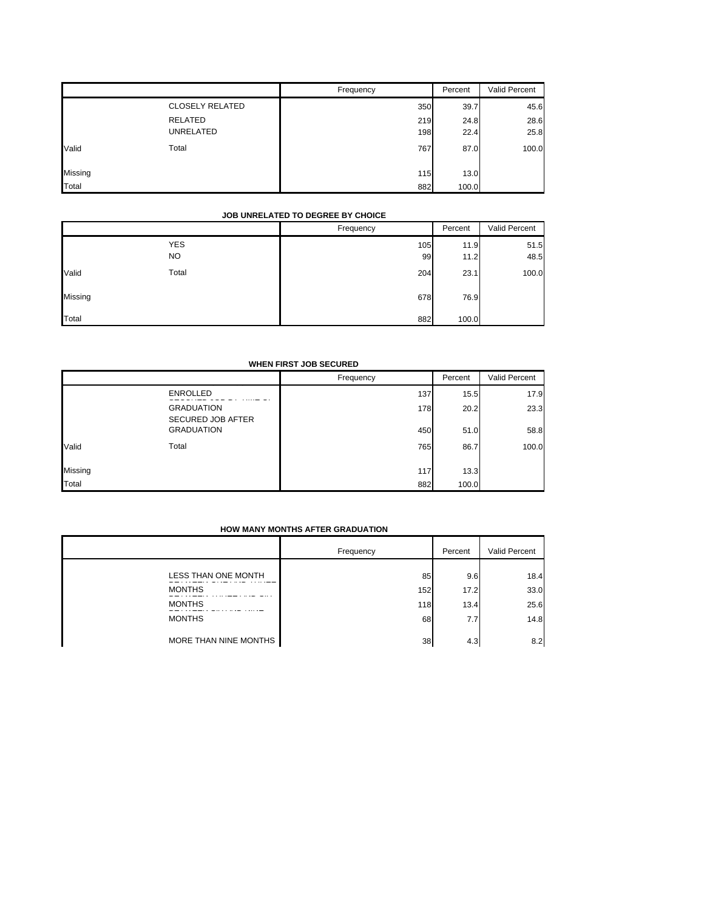| | | Frequency | Percent | Valid Percent |
|---|---|---|---|---|
| | CLOSELY RELATED | 350 | 39.7 | 45.6 |
| | RELATED | 219 | 24.8 | 28.6 |
| | UNRELATED | 198 | 22.4 | 25.8 |
| Valid | Total | 767 | 87.0 | 100.0 |
| Missing | | 115 | 13.0 | |
| Total | | 882 | 100.0 | |

**JOB UNRELATED TO DEGREE BY CHOICE**

| | | Frequency | Percent | Valid Percent |
|---|---|---|---|---|
| | YES | 105 | 11.9 | 51.5 |
| | NO | 99 | 11.2 | 48.5 |
| Valid | Total | 204 | 23.1 | 100.0 |
| Missing | | 678 | 76.9 | |
| Total | | 882 | 100.0 | |

**WHEN FIRST JOB SECURED**

| | | Frequency | Percent | Valid Percent |
|---|---|---|---|---|
| | ENROLLED | 137 | 15.5 | 17.9 |
| | GRADUATION | 178 | 20.2 | 23.3 |
| | SECURED JOB AFTER GRADUATION | 450 | 51.0 | 58.8 |
| Valid | Total | 765 | 86.7 | 100.0 |
| Missing | | 117 | 13.3 | |
| Total | | 882 | 100.0 | |

**HOW MANY MONTHS AFTER GRADUATION**

| | | Frequency | Percent | Valid Percent |
|---|---|---|---|---|
| | LESS THAN ONE MONTH | 85 | 9.6 | 18.4 |
| | MONTHS | 152 | 17.2 | 33.0 |
| | MONTHS | 118 | 13.4 | 25.6 |
| | MONTHS | 68 | 7.7 | 14.8 |
| | MORE THAN NINE MONTHS | 38 | 4.3 | 8.2 |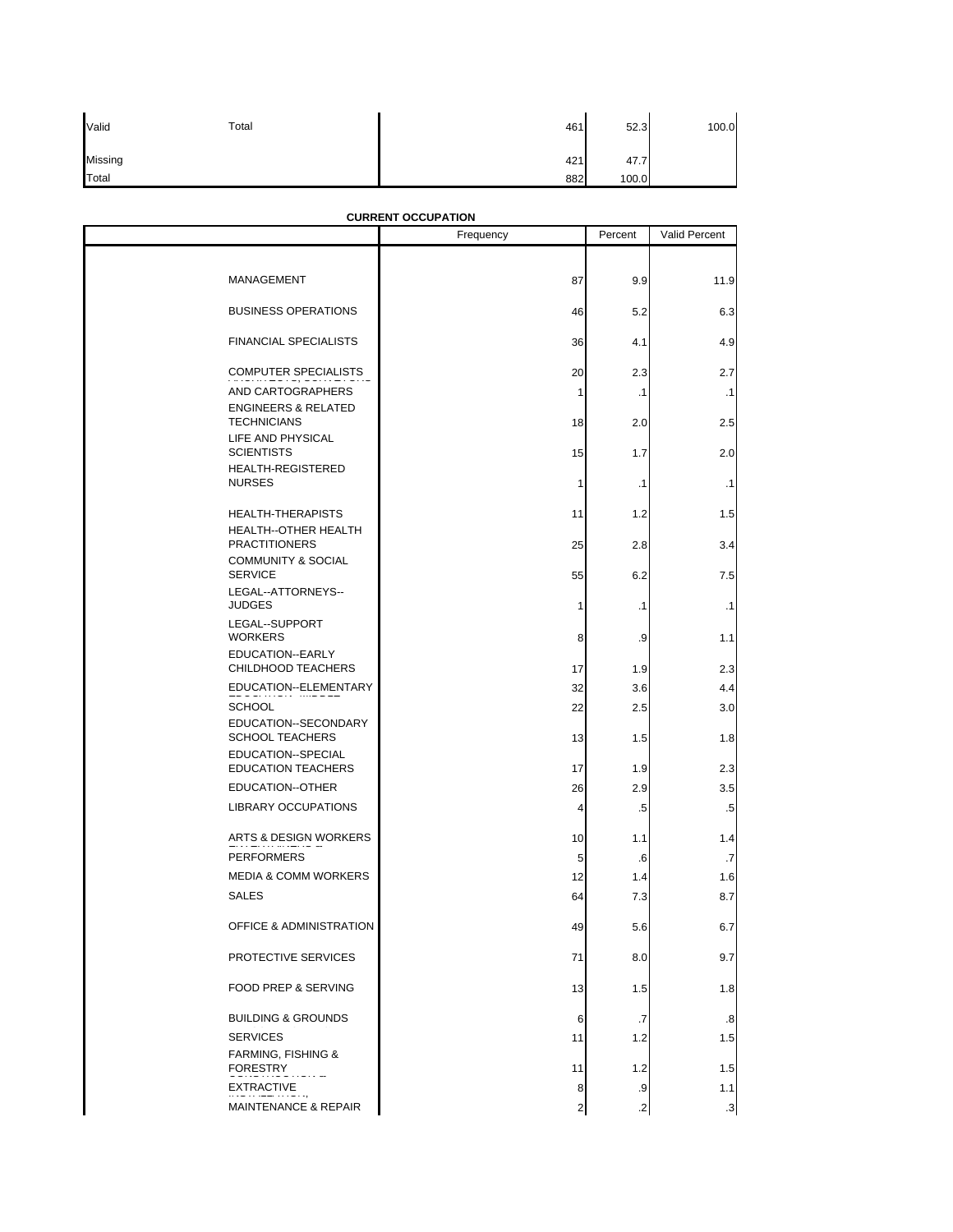| | | Frequency | Percent | Valid Percent |
|---|---|---|---|---|
| Valid | Total | 461 | 52.3 | 100.0 |
| Missing | | 421 | 47.7 | |
| Total | | 882 | 100.0 | |

**CURRENT OCCUPATION**

| | Frequency | Percent | Valid Percent |
|---|---|---|---|
| MANAGEMENT | 87 | 9.9 | 11.9 |
| BUSINESS OPERATIONS | 46 | 5.2 | 6.3 |
| FINANCIAL SPECIALISTS | 36 | 4.1 | 4.9 |
| COMPUTER SPECIALISTS | 20 | 2.3 | 2.7 |
| AND CARTOGRAPHERS | 1 | .1 | .1 |
| ENGINEERS & RELATED TECHNICIANS | 18 | 2.0 | 2.5 |
| LIFE AND PHYSICAL SCIENTISTS | 15 | 1.7 | 2.0 |
| HEALTH-REGISTERED NURSES | 1 | .1 | .1 |
| HEALTH-THERAPISTS | 11 | 1.2 | 1.5 |
| HEALTH--OTHER HEALTH PRACTITIONERS | 25 | 2.8 | 3.4 |
| COMMUNITY & SOCIAL SERVICE | 55 | 6.2 | 7.5 |
| LEGAL--ATTORNEYS--JUDGES | 1 | .1 | .1 |
| LEGAL--SUPPORT WORKERS | 8 | .9 | 1.1 |
| EDUCATION--EARLY CHILDHOOD TEACHERS | 17 | 1.9 | 2.3 |
| EDUCATION--ELEMENTARY | 32 | 3.6 | 4.4 |
| SCHOOL | 22 | 2.5 | 3.0 |
| EDUCATION--SECONDARY SCHOOL TEACHERS | 13 | 1.5 | 1.8 |
| EDUCATION--SPECIAL EDUCATION TEACHERS | 17 | 1.9 | 2.3 |
| EDUCATION--OTHER | 26 | 2.9 | 3.5 |
| LIBRARY OCCUPATIONS | 4 | .5 | .5 |
| ARTS & DESIGN WORKERS | 10 | 1.1 | 1.4 |
| PERFORMERS | 5 | .6 | .7 |
| MEDIA & COMM WORKERS | 12 | 1.4 | 1.6 |
| SALES | 64 | 7.3 | 8.7 |
| OFFICE & ADMINISTRATION | 49 | 5.6 | 6.7 |
| PROTECTIVE SERVICES | 71 | 8.0 | 9.7 |
| FOOD PREP & SERVING | 13 | 1.5 | 1.8 |
| BUILDING & GROUNDS | 6 | .7 | .8 |
| SERVICES | 11 | 1.2 | 1.5 |
| FARMING, FISHING & FORESTRY | 11 | 1.2 | 1.5 |
| EXTRACTIVE | 8 | .9 | 1.1 |
| MAINTENANCE & REPAIR | 2 | .2 | .3 |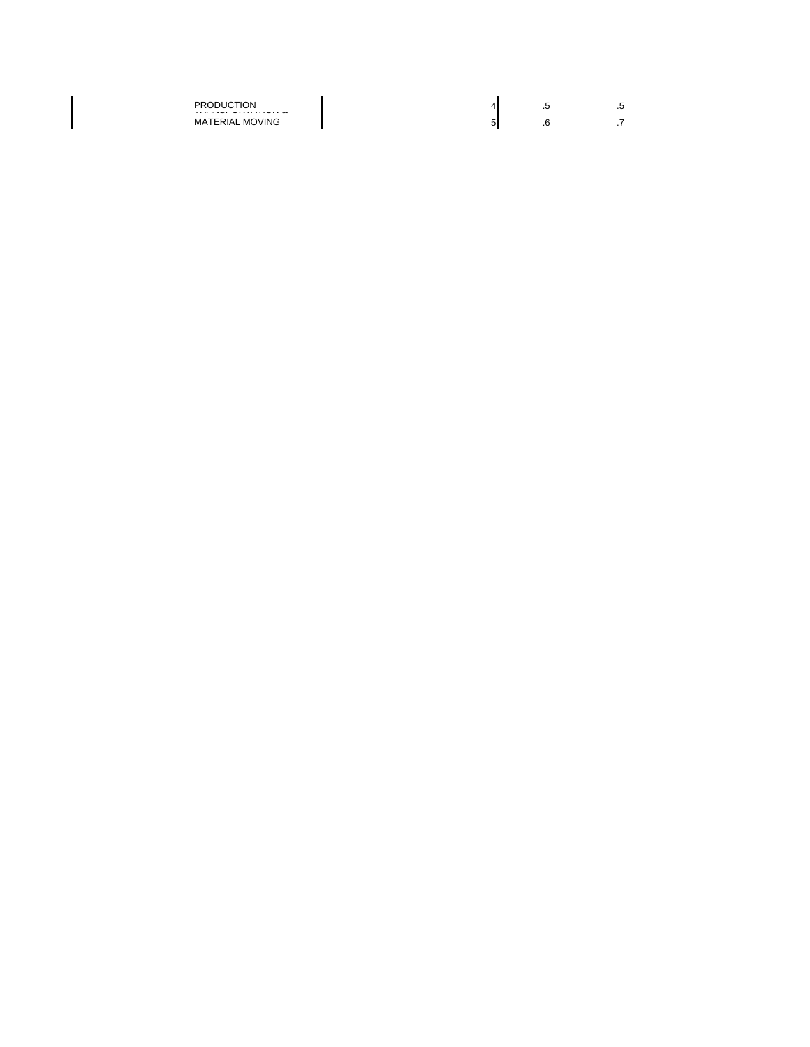| | | | |
|---|---|---|---|
| PRODUCTION | 4 | .5 | .5 |
| TRANSPORTATION & MATERIAL MOVING | 5 | .6 | .7 |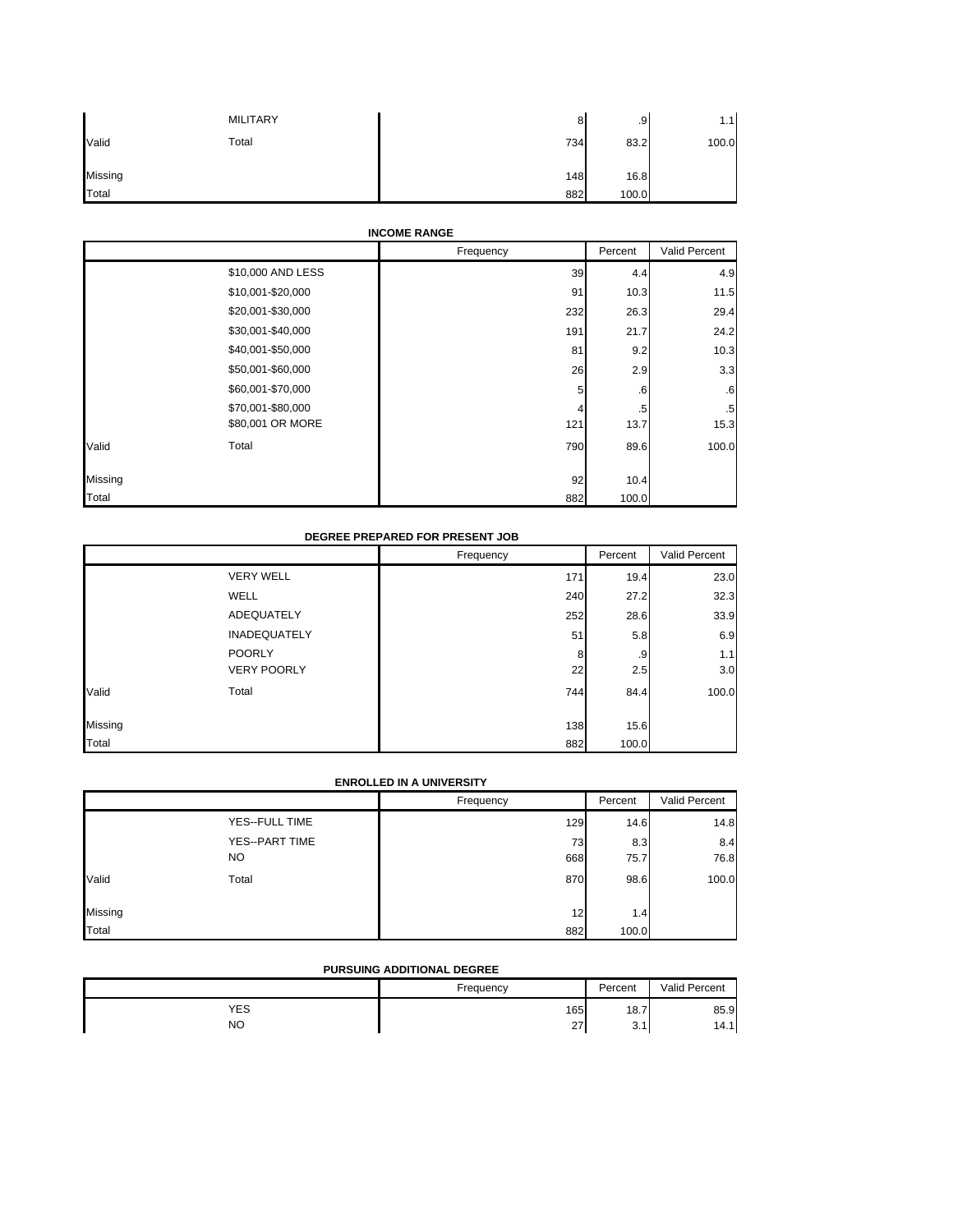| | | Frequency | Percent | Valid Percent |
|---|---|---|---|---|
| | MILITARY | 8 | .9 | 1.1 |
| Valid | Total | 734 | 83.2 | 100.0 |
| Missing | | 148 | 16.8 | |
| Total | | 882 | 100.0 | |

**INCOME RANGE**

| | | Frequency | Percent | Valid Percent |
|---|---|---|---|---|
| | $10,000 AND LESS | 39 | 4.4 | 4.9 |
| | $10,001-$20,000 | 91 | 10.3 | 11.5 |
| | $20,001-$30,000 | 232 | 26.3 | 29.4 |
| | $30,001-$40,000 | 191 | 21.7 | 24.2 |
| | $40,001-$50,000 | 81 | 9.2 | 10.3 |
| | $50,001-$60,000 | 26 | 2.9 | 3.3 |
| | $60,001-$70,000 | 5 | .6 | .6 |
| | $70,001-$80,000 | 4 | .5 | .5 |
| | $80,001 OR MORE | 121 | 13.7 | 15.3 |
| Valid | Total | 790 | 89.6 | 100.0 |
| Missing | | 92 | 10.4 | |
| Total | | 882 | 100.0 | |

**DEGREE PREPARED FOR PRESENT JOB**

| | | Frequency | Percent | Valid Percent |
|---|---|---|---|---|
| | VERY WELL | 171 | 19.4 | 23.0 |
| | WELL | 240 | 27.2 | 32.3 |
| | ADEQUATELY | 252 | 28.6 | 33.9 |
| | INADEQUATELY | 51 | 5.8 | 6.9 |
| | POORLY | 8 | .9 | 1.1 |
| | VERY POORLY | 22 | 2.5 | 3.0 |
| Valid | Total | 744 | 84.4 | 100.0 |
| Missing | | 138 | 15.6 | |
| Total | | 882 | 100.0 | |

**ENROLLED IN A UNIVERSITY**

| | | Frequency | Percent | Valid Percent |
|---|---|---|---|---|
| | YES--FULL TIME | 129 | 14.6 | 14.8 |
| | YES--PART TIME | 73 | 8.3 | 8.4 |
| | NO | 668 | 75.7 | 76.8 |
| Valid | Total | 870 | 98.6 | 100.0 |
| Missing | | 12 | 1.4 | |
| Total | | 882 | 100.0 | |

**PURSUING ADDITIONAL DEGREE**

| | | Frequency | Percent | Valid Percent |
|---|---|---|---|---|
| | YES | 165 | 18.7 | 85.9 |
| | NO | 27 | 3.1 | 14.1 |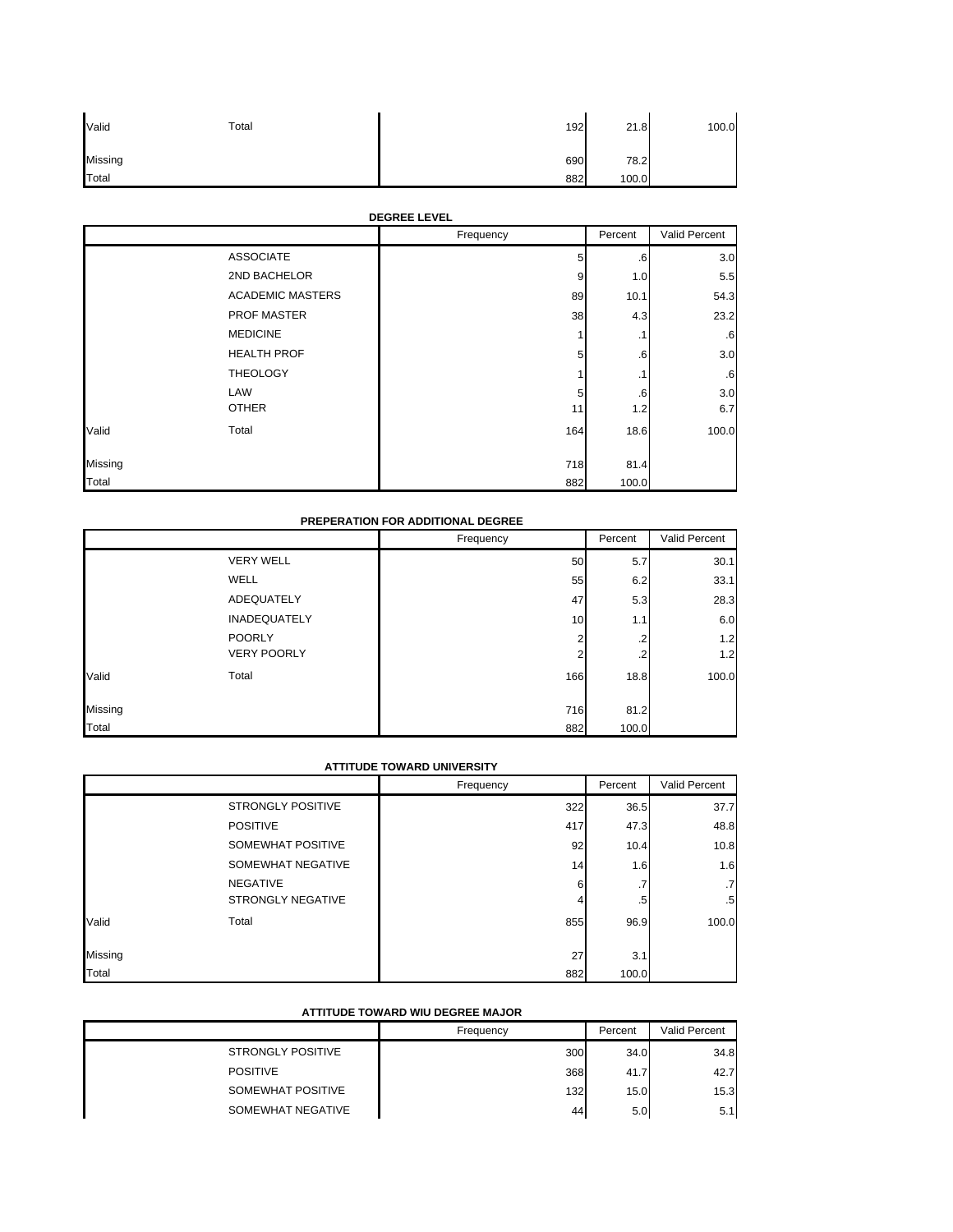| | | Frequency | Percent | Valid Percent |
|---|---|---|---|---|
| Valid | Total | 192 | 21.8 | 100.0 |
| Missing | | 690 | 78.2 | |
| Total | | 882 | 100.0 | |

**DEGREE LEVEL**

| | | Frequency | Percent | Valid Percent |
|---|---|---|---|---|
| Valid | ASSOCIATE | 5 | .6 | 3.0 |
| | 2ND BACHELOR | 9 | 1.0 | 5.5 |
| | ACADEMIC MASTERS | 89 | 10.1 | 54.3 |
| | PROF MASTER | 38 | 4.3 | 23.2 |
| | MEDICINE | 1 | .1 | .6 |
| | HEALTH PROF | 5 | .6 | 3.0 |
| | THEOLOGY | 1 | .1 | .6 |
| | LAW | 5 | .6 | 3.0 |
| | OTHER | 11 | 1.2 | 6.7 |
| | Total | 164 | 18.6 | 100.0 |
| Missing | | 718 | 81.4 | |
| Total | | 882 | 100.0 | |

**PREPERATION FOR ADDITIONAL DEGREE**

| | | Frequency | Percent | Valid Percent |
|---|---|---|---|---|
| Valid | VERY WELL | 50 | 5.7 | 30.1 |
| | WELL | 55 | 6.2 | 33.1 |
| | ADEQUATELY | 47 | 5.3 | 28.3 |
| | INADEQUATELY | 10 | 1.1 | 6.0 |
| | POORLY | 2 | .2 | 1.2 |
| | VERY POORLY | 2 | .2 | 1.2 |
| | Total | 166 | 18.8 | 100.0 |
| Missing | | 716 | 81.2 | |
| Total | | 882 | 100.0 | |

**ATTITUDE TOWARD UNIVERSITY**

| | | Frequency | Percent | Valid Percent |
|---|---|---|---|---|
| Valid | STRONGLY POSITIVE | 322 | 36.5 | 37.7 |
| | POSITIVE | 417 | 47.3 | 48.8 |
| | SOMEWHAT POSITIVE | 92 | 10.4 | 10.8 |
| | SOMEWHAT NEGATIVE | 14 | 1.6 | 1.6 |
| | NEGATIVE | 6 | .7 | .7 |
| | STRONGLY NEGATIVE | 4 | .5 | .5 |
| | Total | 855 | 96.9 | 100.0 |
| Missing | | 27 | 3.1 | |
| Total | | 882 | 100.0 | |

**ATTITUDE TOWARD WIU DEGREE MAJOR**

| | | Frequency | Percent | Valid Percent |
|---|---|---|---|---|
| | STRONGLY POSITIVE | 300 | 34.0 | 34.8 |
| | POSITIVE | 368 | 41.7 | 42.7 |
| | SOMEWHAT POSITIVE | 132 | 15.0 | 15.3 |
| | SOMEWHAT NEGATIVE | 44 | 5.0 | 5.1 |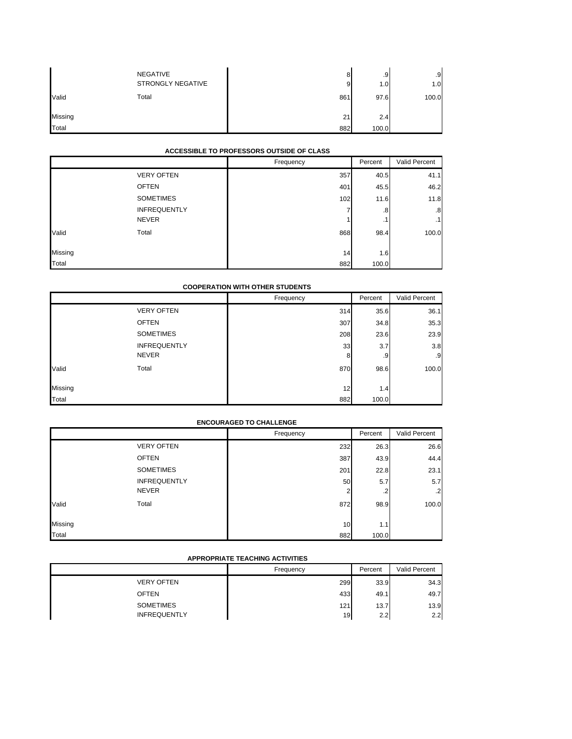| | | Frequency | Percent | Valid Percent |
|---|---|---|---|---|
| | NEGATIVE | 8 | .9 | .9 |
| | STRONGLY NEGATIVE | 9 | 1.0 | 1.0 |
| Valid | Total | 861 | 97.6 | 100.0 |
| Missing | | 21 | 2.4 | |
| Total | | 882 | 100.0 | |

**ACCESSIBLE TO PROFESSORS OUTSIDE OF CLASS**

| | | Frequency | Percent | Valid Percent |
|---|---|---|---|---|
| | VERY OFTEN | 357 | 40.5 | 41.1 |
| | OFTEN | 401 | 45.5 | 46.2 |
| | SOMETIMES | 102 | 11.6 | 11.8 |
| | INFREQUENTLY | 7 | .8 | .8 |
| | NEVER | 1 | .1 | .1 |
| Valid | Total | 868 | 98.4 | 100.0 |
| Missing | | 14 | 1.6 | |
| Total | | 882 | 100.0 | |

**COOPERATION WITH OTHER STUDENTS**

| | | Frequency | Percent | Valid Percent |
|---|---|---|---|---|
| | VERY OFTEN | 314 | 35.6 | 36.1 |
| | OFTEN | 307 | 34.8 | 35.3 |
| | SOMETIMES | 208 | 23.6 | 23.9 |
| | INFREQUENTLY | 33 | 3.7 | 3.8 |
| | NEVER | 8 | .9 | .9 |
| Valid | Total | 870 | 98.6 | 100.0 |
| Missing | | 12 | 1.4 | |
| Total | | 882 | 100.0 | |

**ENCOURAGED TO CHALLENGE**

| | | Frequency | Percent | Valid Percent |
|---|---|---|---|---|
| | VERY OFTEN | 232 | 26.3 | 26.6 |
| | OFTEN | 387 | 43.9 | 44.4 |
| | SOMETIMES | 201 | 22.8 | 23.1 |
| | INFREQUENTLY | 50 | 5.7 | 5.7 |
| | NEVER | 2 | .2 | .2 |
| Valid | Total | 872 | 98.9 | 100.0 |
| Missing | | 10 | 1.1 | |
| Total | | 882 | 100.0 | |

**APPROPRIATE TEACHING ACTIVITIES**

| | | Frequency | Percent | Valid Percent |
|---|---|---|---|---|
| | VERY OFTEN | 299 | 33.9 | 34.3 |
| | OFTEN | 433 | 49.1 | 49.7 |
| | SOMETIMES | 121 | 13.7 | 13.9 |
| | INFREQUENTLY | 19 | 2.2 | 2.2 |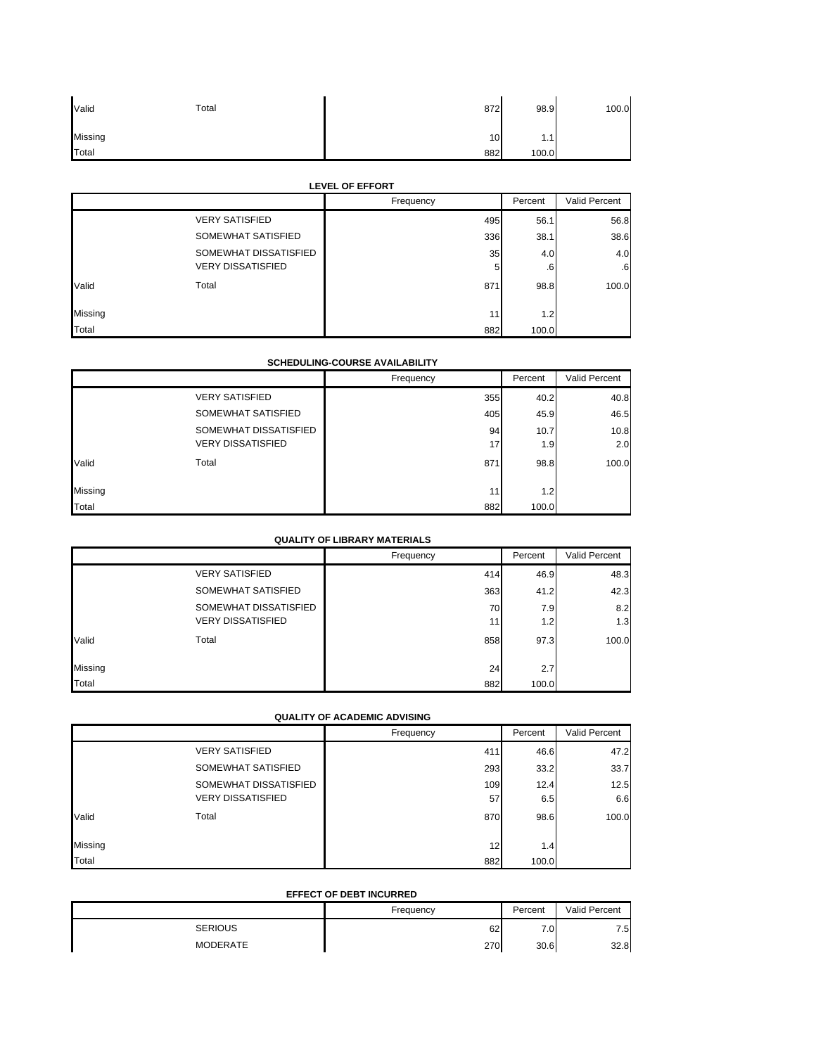| | | Frequency | Percent | Valid Percent |
|---|---|---|---|---|
| Valid | Total | 872 | 98.9 | 100.0 |
| Missing | | 10 | 1.1 | |
| Total | | 882 | 100.0 | |

**LEVEL OF EFFORT**

| | | Frequency | Percent | Valid Percent |
|---|---|---|---|---|
| | VERY SATISFIED | 495 | 56.1 | 56.8 |
| | SOMEWHAT SATISFIED | 336 | 38.1 | 38.6 |
| | SOMEWHAT DISSATISFIED | 35 | 4.0 | 4.0 |
| | VERY DISSATISFIED | 5 | .6 | .6 |
| Valid | Total | 871 | 98.8 | 100.0 |
| Missing | | 11 | 1.2 | |
| Total | | 882 | 100.0 | |

**SCHEDULING-COURSE AVAILABILITY**

| | | Frequency | Percent | Valid Percent |
|---|---|---|---|---|
| | VERY SATISFIED | 355 | 40.2 | 40.8 |
| | SOMEWHAT SATISFIED | 405 | 45.9 | 46.5 |
| | SOMEWHAT DISSATISFIED | 94 | 10.7 | 10.8 |
| | VERY DISSATISFIED | 17 | 1.9 | 2.0 |
| Valid | Total | 871 | 98.8 | 100.0 |
| Missing | | 11 | 1.2 | |
| Total | | 882 | 100.0 | |

**QUALITY OF LIBRARY MATERIALS**

| | | Frequency | Percent | Valid Percent |
|---|---|---|---|---|
| | VERY SATISFIED | 414 | 46.9 | 48.3 |
| | SOMEWHAT SATISFIED | 363 | 41.2 | 42.3 |
| | SOMEWHAT DISSATISFIED | 70 | 7.9 | 8.2 |
| | VERY DISSATISFIED | 11 | 1.2 | 1.3 |
| Valid | Total | 858 | 97.3 | 100.0 |
| Missing | | 24 | 2.7 | |
| Total | | 882 | 100.0 | |

**QUALITY OF ACADEMIC ADVISING**

| | | Frequency | Percent | Valid Percent |
|---|---|---|---|---|
| | VERY SATISFIED | 411 | 46.6 | 47.2 |
| | SOMEWHAT SATISFIED | 293 | 33.2 | 33.7 |
| | SOMEWHAT DISSATISFIED | 109 | 12.4 | 12.5 |
| | VERY DISSATISFIED | 57 | 6.5 | 6.6 |
| Valid | Total | 870 | 98.6 | 100.0 |
| Missing | | 12 | 1.4 | |
| Total | | 882 | 100.0 | |

**EFFECT OF DEBT INCURRED**

| | | Frequency | Percent | Valid Percent |
|---|---|---|---|---|
| | SERIOUS | 62 | 7.0 | 7.5 |
| | MODERATE | 270 | 30.6 | 32.8 |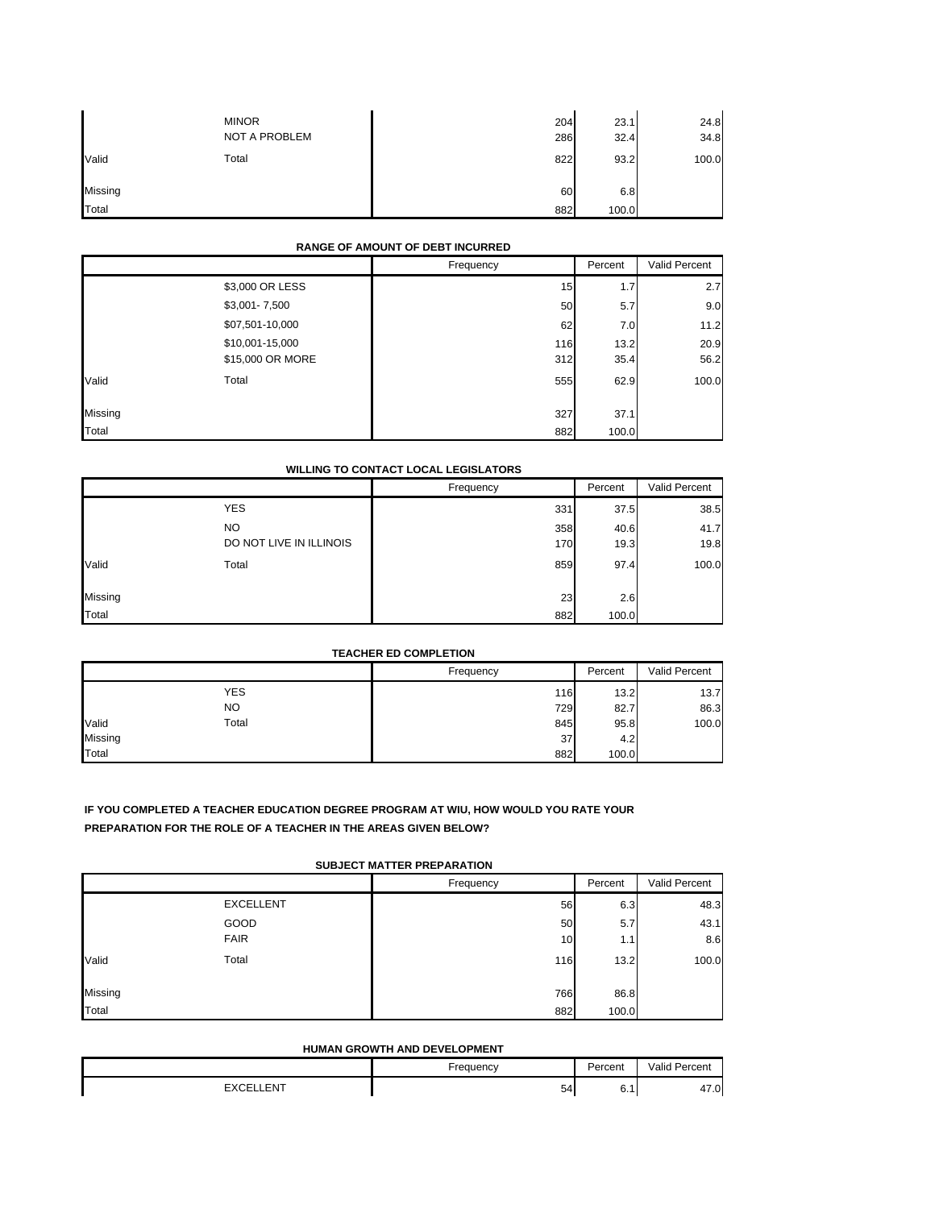| | | Frequency | Percent | Valid Percent |
|---|---|---|---|---|
| | MINOR | 204 | 23.1 | 24.8 |
| | NOT A PROBLEM | 286 | 32.4 | 34.8 |
| Valid | Total | 822 | 93.2 | 100.0 |
| Missing | | 60 | 6.8 | |
| Total | | 882 | 100.0 | |

**RANGE OF AMOUNT OF DEBT INCURRED**

| | | Frequency | Percent | Valid Percent |
|---|---|---|---|---|
| | $3,000 OR LESS | 15 | 1.7 | 2.7 |
| | $3,001- 7,500 | 50 | 5.7 | 9.0 |
| | $07,501-10,000 | 62 | 7.0 | 11.2 |
| | $10,001-15,000 | 116 | 13.2 | 20.9 |
| | $15,000 OR MORE | 312 | 35.4 | 56.2 |
| Valid | Total | 555 | 62.9 | 100.0 |
| Missing | | 327 | 37.1 | |
| Total | | 882 | 100.0 | |

**WILLING TO CONTACT LOCAL LEGISLATORS**

| | | Frequency | Percent | Valid Percent |
|---|---|---|---|---|
| | YES | 331 | 37.5 | 38.5 |
| | NO | 358 | 40.6 | 41.7 |
| | DO NOT LIVE IN ILLINOIS | 170 | 19.3 | 19.8 |
| Valid | Total | 859 | 97.4 | 100.0 |
| Missing | | 23 | 2.6 | |
| Total | | 882 | 100.0 | |

**TEACHER ED COMPLETION**

| | | Frequency | Percent | Valid Percent |
|---|---|---|---|---|
| | YES | 116 | 13.2 | 13.7 |
| | NO | 729 | 82.7 | 86.3 |
| Valid | Total | 845 | 95.8 | 100.0 |
| Missing | | 37 | 4.2 | |
| Total | | 882 | 100.0 | |

**IF YOU COMPLETED A TEACHER EDUCATION DEGREE PROGRAM AT WIU, HOW WOULD YOU RATE YOUR PREPARATION FOR THE ROLE OF A TEACHER IN THE AREAS GIVEN BELOW?**

**SUBJECT MATTER PREPARATION**

| | | Frequency | Percent | Valid Percent |
|---|---|---|---|---|
| | EXCELLENT | 56 | 6.3 | 48.3 |
| | GOOD | 50 | 5.7 | 43.1 |
| | FAIR | 10 | 1.1 | 8.6 |
| Valid | Total | 116 | 13.2 | 100.0 |
| Missing | | 766 | 86.8 | |
| Total | | 882 | 100.0 | |

**HUMAN GROWTH AND DEVELOPMENT**

| | | Frequency | Percent | Valid Percent |
|---|---|---|---|---|
| | EXCELLENT | 54 | 6.1 | 47.0 |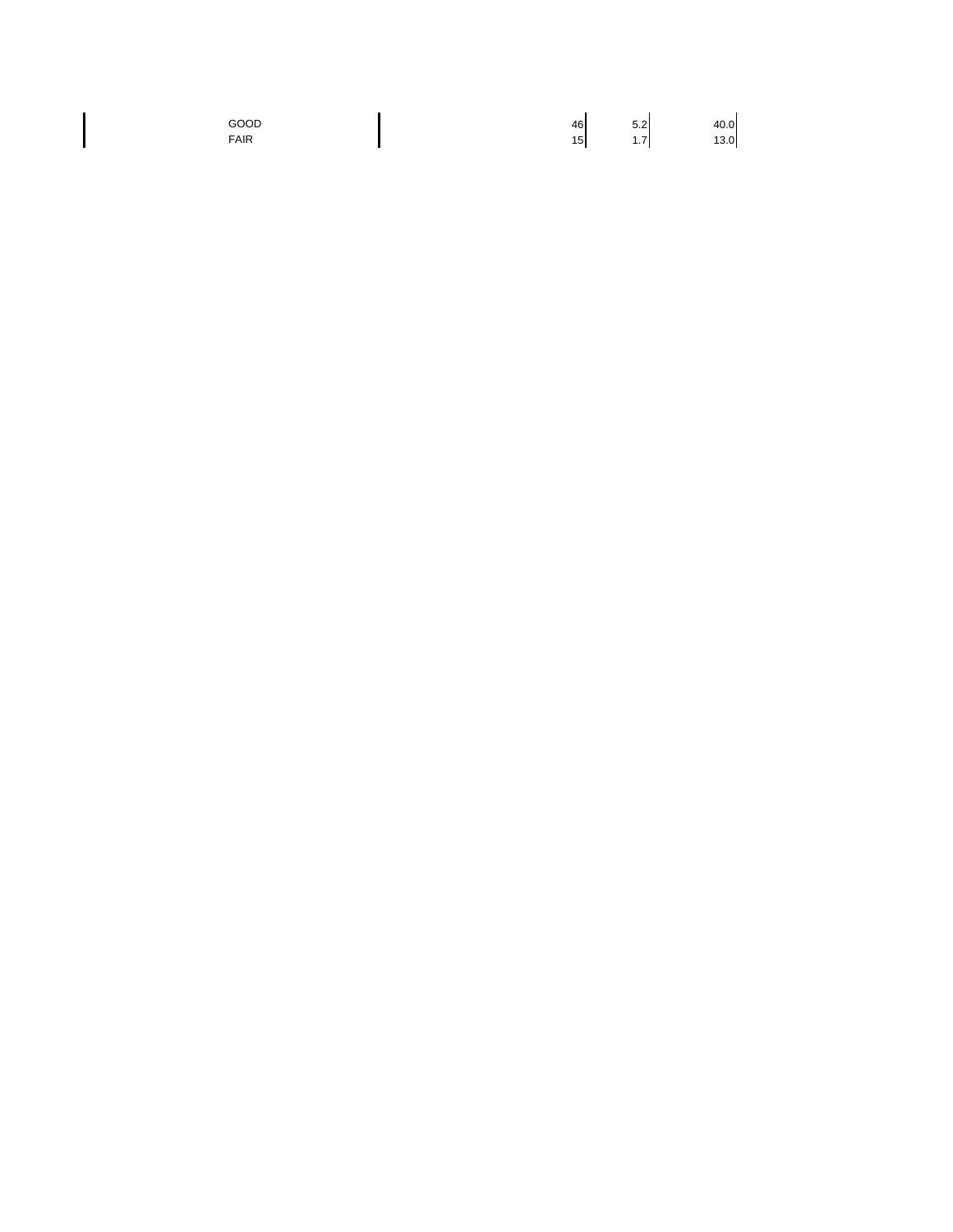| | | | |
|---|---|---|---|
| GOOD | 46 | 5.2 | 40.0 |
| FAIR | 15 | 1.7 | 13.0 |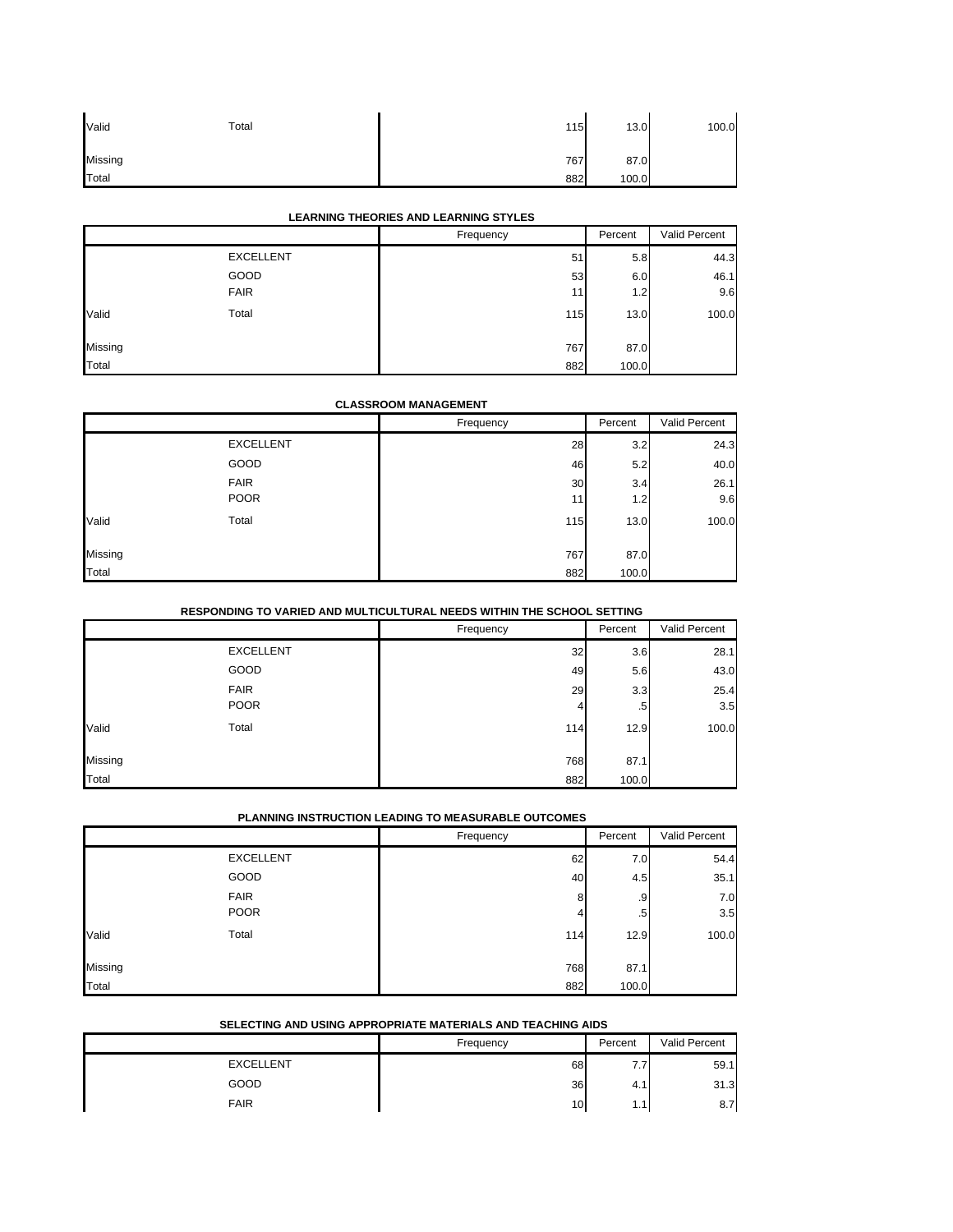| | | Frequency | Percent | Valid Percent |
|---|---|---|---|---|
| Valid | Total | 115 | 13.0 | 100.0 |
| Missing | | 767 | 87.0 | |
| Total | | 882 | 100.0 | |

**LEARNING THEORIES AND LEARNING STYLES**

| | | Frequency | Percent | Valid Percent |
|---|---|---|---|---|
| Valid | EXCELLENT | 51 | 5.8 | 44.3 |
| | GOOD | 53 | 6.0 | 46.1 |
| | FAIR | 11 | 1.2 | 9.6 |
| | Total | 115 | 13.0 | 100.0 |
| Missing | | 767 | 87.0 | |
| Total | | 882 | 100.0 | |

**CLASSROOM MANAGEMENT**

| | | Frequency | Percent | Valid Percent |
|---|---|---|---|---|
| Valid | EXCELLENT | 28 | 3.2 | 24.3 |
| | GOOD | 46 | 5.2 | 40.0 |
| | FAIR | 30 | 3.4 | 26.1 |
| | POOR | 11 | 1.2 | 9.6 |
| | Total | 115 | 13.0 | 100.0 |
| Missing | | 767 | 87.0 | |
| Total | | 882 | 100.0 | |

**RESPONDING TO VARIED AND MULTICULTURAL NEEDS WITHIN THE SCHOOL SETTING**

| | | Frequency | Percent | Valid Percent |
|---|---|---|---|---|
| Valid | EXCELLENT | 32 | 3.6 | 28.1 |
| | GOOD | 49 | 5.6 | 43.0 |
| | FAIR | 29 | 3.3 | 25.4 |
| | POOR | 4 | .5 | 3.5 |
| | Total | 114 | 12.9 | 100.0 |
| Missing | | 768 | 87.1 | |
| Total | | 882 | 100.0 | |

**PLANNING INSTRUCTION LEADING TO MEASURABLE OUTCOMES**

| | | Frequency | Percent | Valid Percent |
|---|---|---|---|---|
| Valid | EXCELLENT | 62 | 7.0 | 54.4 |
| | GOOD | 40 | 4.5 | 35.1 |
| | FAIR | 8 | .9 | 7.0 |
| | POOR | 4 | .5 | 3.5 |
| | Total | 114 | 12.9 | 100.0 |
| Missing | | 768 | 87.1 | |
| Total | | 882 | 100.0 | |

**SELECTING AND USING APPROPRIATE MATERIALS AND TEACHING AIDS**

| | | Frequency | Percent | Valid Percent |
|---|---|---|---|---|
| | EXCELLENT | 68 | 7.7 | 59.1 |
| | GOOD | 36 | 4.1 | 31.3 |
| | FAIR | 10 | 1.1 | 8.7 |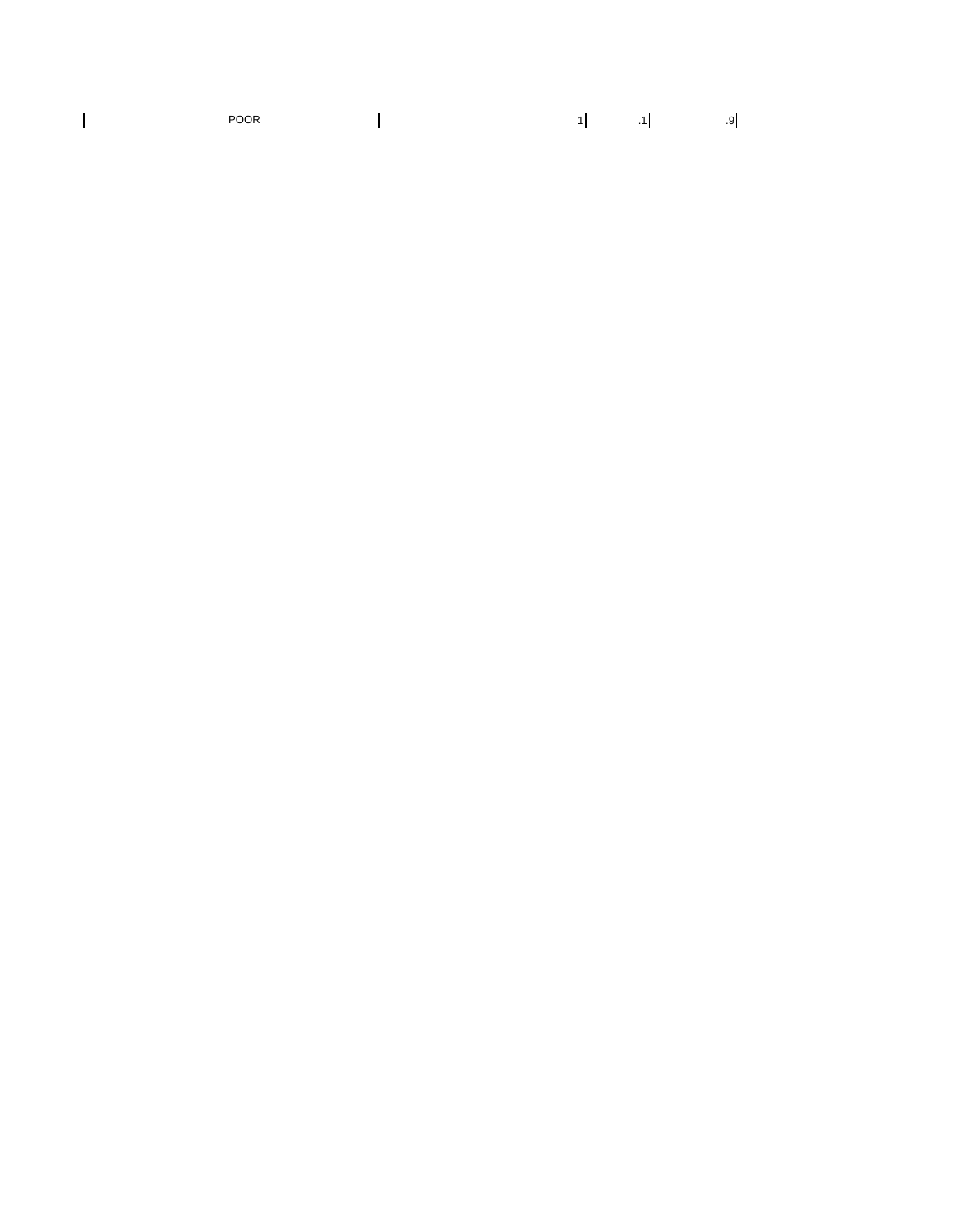| POOR | | 1 | .1 | .9 |
|---|---|---|---|---|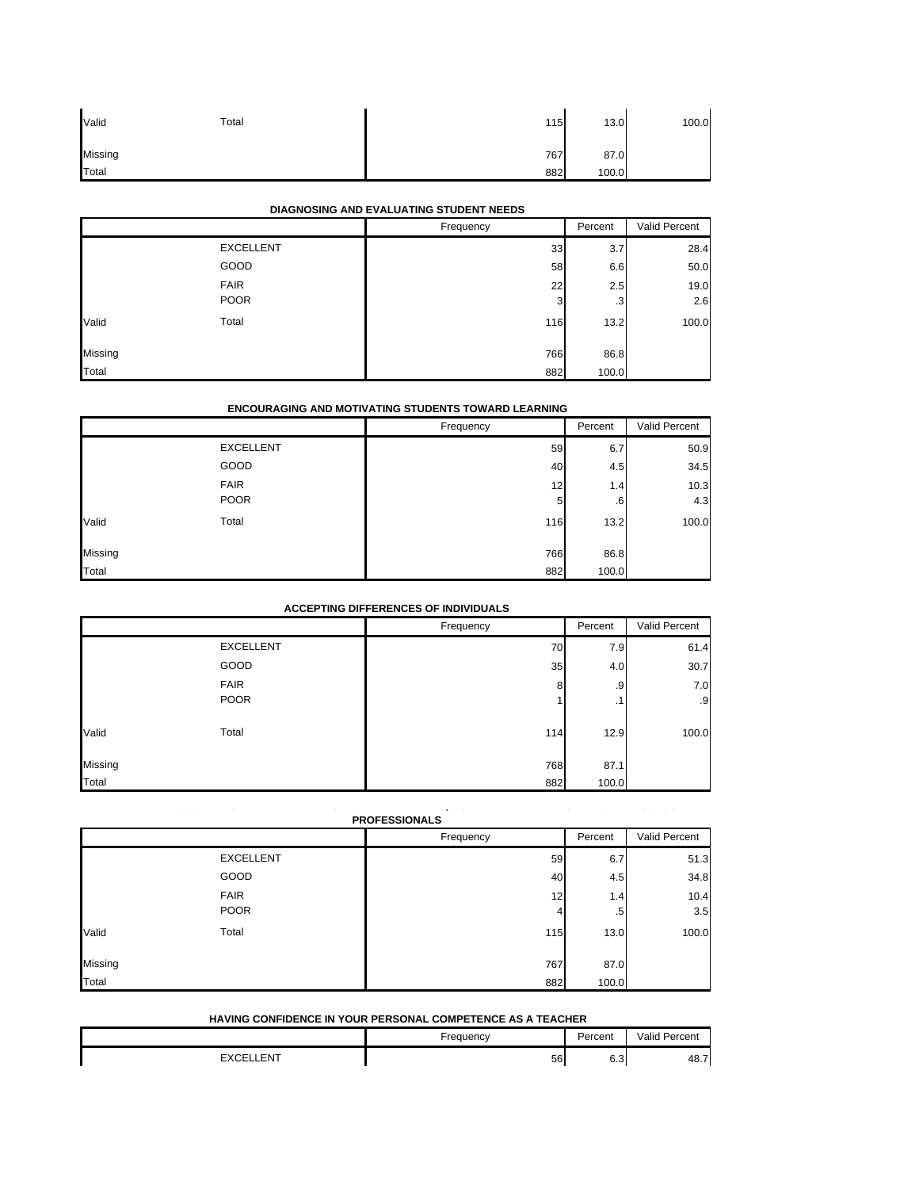| | | Frequency | Percent | Valid Percent |
|---|---|---|---|---|
| Valid | Total | 115 | 13.0 | 100.0 |
| Missing | | 767 | 87.0 | |
| Total | | 882 | 100.0 | |

**DIAGNOSING AND EVALUATING STUDENT NEEDS**

| | | Frequency | Percent | Valid Percent |
|---|---|---|---|---|
| | EXCELLENT | 33 | 3.7 | 28.4 |
| | GOOD | 58 | 6.6 | 50.0 |
| | FAIR | 22 | 2.5 | 19.0 |
| | POOR | 3 | .3 | 2.6 |
| Valid | Total | 116 | 13.2 | 100.0 |
| Missing | | 766 | 86.8 | |
| Total | | 882 | 100.0 | |

**ENCOURAGING AND MOTIVATING STUDENTS TOWARD LEARNING**

| | | Frequency | Percent | Valid Percent |
|---|---|---|---|---|
| | EXCELLENT | 59 | 6.7 | 50.9 |
| | GOOD | 40 | 4.5 | 34.5 |
| | FAIR | 12 | 1.4 | 10.3 |
| | POOR | 5 | .6 | 4.3 |
| Valid | Total | 116 | 13.2 | 100.0 |
| Missing | | 766 | 86.8 | |
| Total | | 882 | 100.0 | |

**ACCEPTING DIFFERENCES OF INDIVIDUALS**

| | | Frequency | Percent | Valid Percent |
|---|---|---|---|---|
| | EXCELLENT | 70 | 7.9 | 61.4 |
| | GOOD | 35 | 4.0 | 30.7 |
| | FAIR | 8 | .9 | 7.0 |
| | POOR | 1 | .1 | .9 |
| Valid | Total | 114 | 12.9 | 100.0 |
| Missing | | 768 | 87.1 | |
| Total | | 882 | 100.0 | |

**PROFESSIONALS**

| | | Frequency | Percent | Valid Percent |
|---|---|---|---|---|
| | EXCELLENT | 59 | 6.7 | 51.3 |
| | GOOD | 40 | 4.5 | 34.8 |
| | FAIR | 12 | 1.4 | 10.4 |
| | POOR | 4 | .5 | 3.5 |
| Valid | Total | 115 | 13.0 | 100.0 |
| Missing | | 767 | 87.0 | |
| Total | | 882 | 100.0 | |

**HAVING CONFIDENCE IN YOUR PERSONAL COMPETENCE AS A TEACHER**

| | | Frequency | Percent | Valid Percent |
|---|---|---|---|---|
| | EXCELLENT | 56 | 6.3 | 48.7 |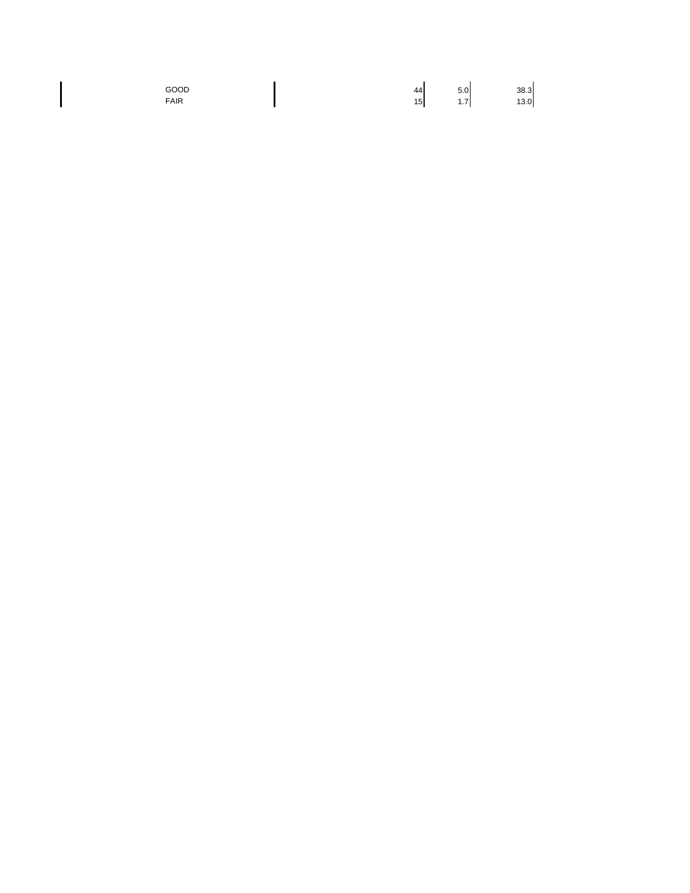| | | | |
|---|---|---|---|
| GOOD | 44 | 5.0 | 38.3 |
| FAIR | 15 | 1.7 | 13.0 |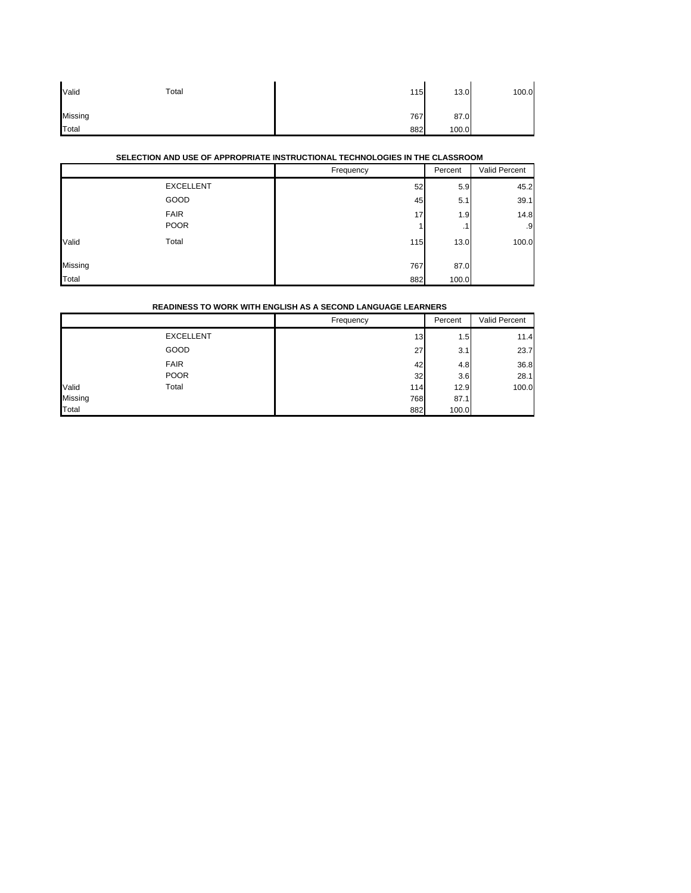| | | Frequency | Percent | Valid Percent |
|---|---|---|---|---|
| Valid | Total | 115 | 13.0 | 100.0 |
| Missing | | 767 | 87.0 | |
| Total | | 882 | 100.0 | |

**SELECTION AND USE OF APPROPRIATE INSTRUCTIONAL TECHNOLOGIES IN THE CLASSROOM**

| | | Frequency | Percent | Valid Percent |
|---|---|---|---|---|
| | EXCELLENT | 52 | 5.9 | 45.2 |
| | GOOD | 45 | 5.1 | 39.1 |
| | FAIR | 17 | 1.9 | 14.8 |
| | POOR | 1 | .1 | .9 |
| Valid | Total | 115 | 13.0 | 100.0 |
| Missing | | 767 | 87.0 | |
| Total | | 882 | 100.0 | |

**READINESS TO WORK WITH ENGLISH AS A SECOND LANGUAGE LEARNERS**

| | | Frequency | Percent | Valid Percent |
|---|---|---|---|---|
| | EXCELLENT | 13 | 1.5 | 11.4 |
| | GOOD | 27 | 3.1 | 23.7 |
| | FAIR | 42 | 4.8 | 36.8 |
| | POOR | 32 | 3.6 | 28.1 |
| Valid | Total | 114 | 12.9 | 100.0 |
| Missing | | 768 | 87.1 | |
| Total | | 882 | 100.0 | |